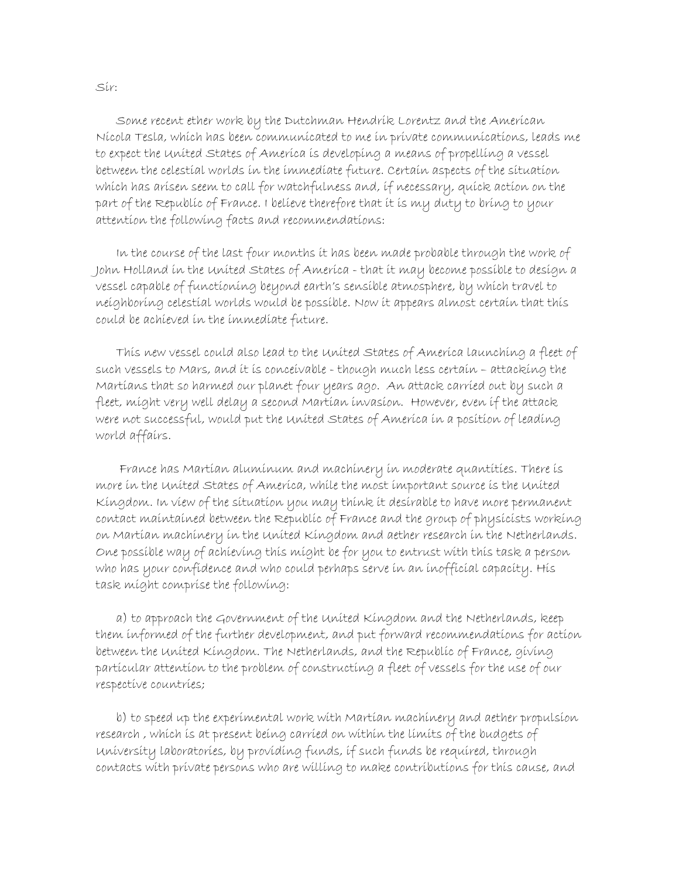Sir:

Some recent ether work by the Dutchman Hendrik Lorentz and the American Nicola Tesla, which has been communicated to me in private communications, leads me to expect the United States of America is developing a means of propelling a vessel between the celestial worlds in the immediate future. Certain aspects of the situation which has arisen seem to call for watchfulness and, if necessary, quick action on the part of the Republic of France. I believe therefore that it is my duty to bring to your attention the following facts and recommendations:

In the course of the last four months it has been made probable through the work of John Holland in the United States of America - that it may become possible to design a vessel capable of functioning beyond earth's sensible atmosphere, by which travel to neighboring celestial worlds would be possible. Now it appears almost certain that this could be achieved in the immediate future.

This new vessel could also lead to the United States of America launching a fleet of such vessels to Mars, and it is conceivable - though much less certain – attacking the Martians that so harmed our planet four years ago. An attack carried out by such a fleet, might very well delay a second Martian invasion. However, even if the attack were not successful, would put the United States of America in a position of leading world affairs.

France has Martian aluminum and machinery in moderate quantities. There is more in the United States of America, while the most important source is the United Kingdom. In view of the situation you may think it desirable to have more permanent contact maintained between the Republic of France and the group of physicists working on Martian machinery in the United Kingdom and aether research in the Netherlands. One possible way of achieving this might be for you to entrust with this task a person who has your confidence and who could perhaps serve in an inofficial capacity. His task might comprise the following:

a) to approach the Government of the United Kingdom and the Netherlands, keep them informed of the further development, and put forward recommendations for action between the United Kingdom. The Netherlands, and the Republic of France, giving particular attention to the problem of constructing a fleet of vessels for the use of our respective countries;

b) to speed up the experimental work with Martian machinery and aether propulsion research , which is at present being carried on within the limits of the budgets of University laboratories, by providing funds, if such funds be required, through contacts with private persons who are willing to make contributions for this cause, and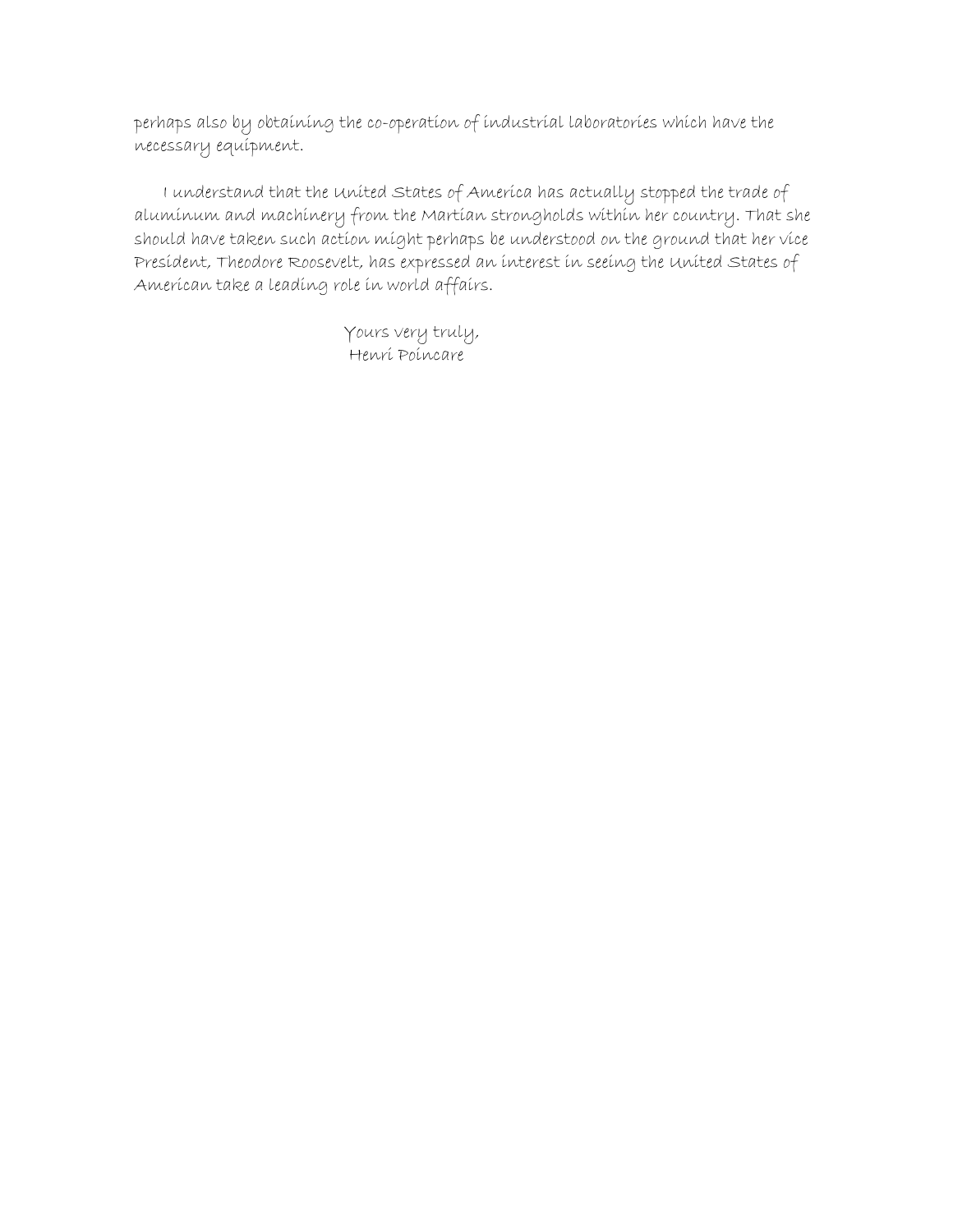perhaps also by obtaining the co-operation of industrial laboratories which have the necessary equipment.

I understand that the United States of America has actually stopped the trade of aluminum and machinery from the Martian strongholds within her country. That she should have taken such action might perhaps be understood on the ground that her vice President, Theodore Roosevelt, has expressed an interest in seeing the United States of American take a leading role in world affairs.

Yours very truly,
Henri Poincare